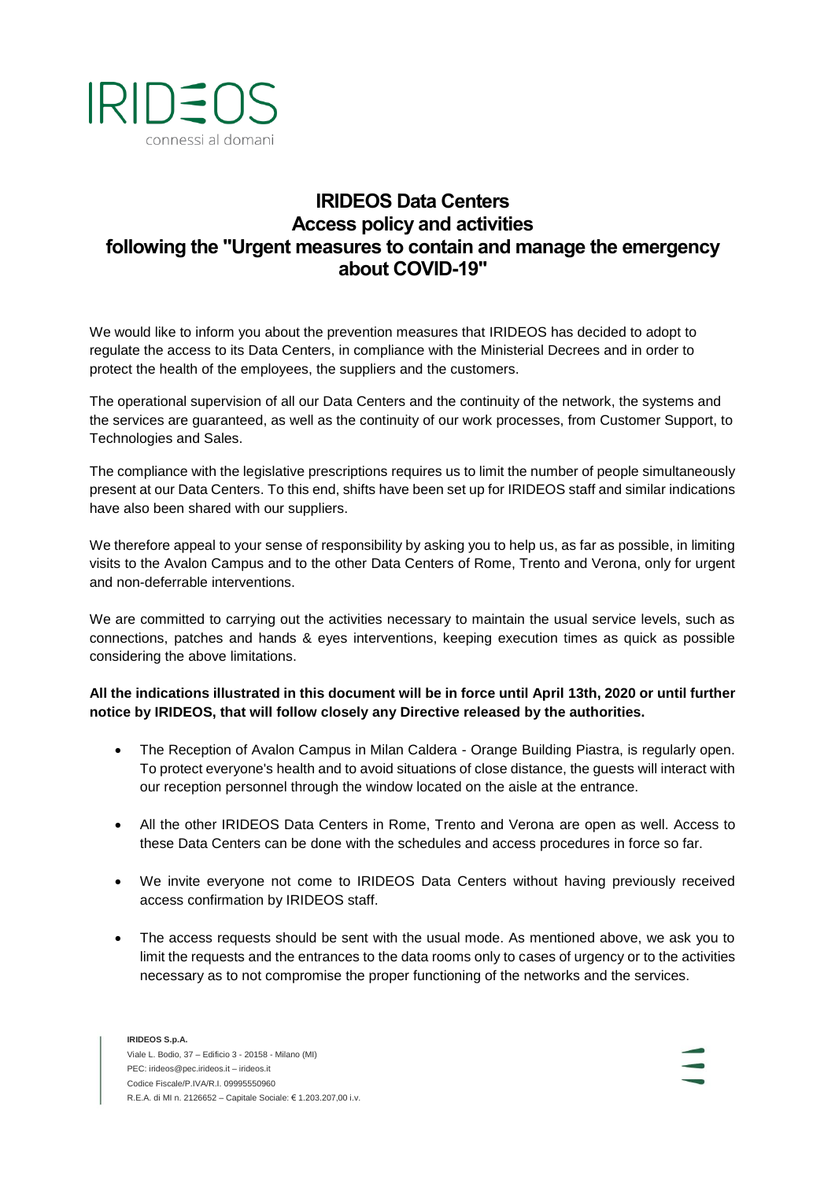IRIDEOS
connessi al domani

# IRIDEOS Data Centers
# Access policy and activities
# following the "Urgent measures to contain and manage the emergency about COVID-19"

We would like to inform you about the prevention measures that IRIDEOS has decided to adopt to regulate the access to its Data Centers, in compliance with the Ministerial Decrees and in order to protect the health of the employees, the suppliers and the customers.

The operational supervision of all our Data Centers and the continuity of the network, the systems and the services are guaranteed, as well as the continuity of our work processes, from Customer Support, to Technologies and Sales.

The compliance with the legislative prescriptions requires us to limit the number of people simultaneously present at our Data Centers. To this end, shifts have been set up for IRIDEOS staff and similar indications have also been shared with our suppliers.

We therefore appeal to your sense of responsibility by asking you to help us, as far as possible, in limiting visits to the Avalon Campus and to the other Data Centers of Rome, Trento and Verona, only for urgent and non-deferrable interventions.

We are committed to carrying out the activities necessary to maintain the usual service levels, such as connections, patches and hands & eyes interventions, keeping execution times as quick as possible considering the above limitations.

**All the indications illustrated in this document will be in force until April 13th, 2020 or until further notice by IRIDEOS, that will follow closely any Directive released by the authorities.**

- The Reception of Avalon Campus in Milan Caldera - Orange Building Piastra, is regularly open. To protect everyone's health and to avoid situations of close distance, the guests will interact with our reception personnel through the window located on the aisle at the entrance.
- All the other IRIDEOS Data Centers in Rome, Trento and Verona are open as well. Access to these Data Centers can be done with the schedules and access procedures in force so far.
- We invite everyone not come to IRIDEOS Data Centers without having previously received access confirmation by IRIDEOS staff.
- The access requests should be sent with the usual mode. As mentioned above, we ask you to limit the requests and the entrances to the data rooms only to cases of urgency or to the activities necessary as to not compromise the proper functioning of the networks and the services.

**IRIDEOS S.p.A.**
Viale L. Bodio, 37 – Edificio 3 - 20158 - Milano (MI)
PEC: irideos@pec.irideos.it – irideos.it
Codice Fiscale/P.IVA/R.I. 09995550960
R.E.A. di MI n. 2126652 – Capitale Sociale: € 1.203.207,00 i.v.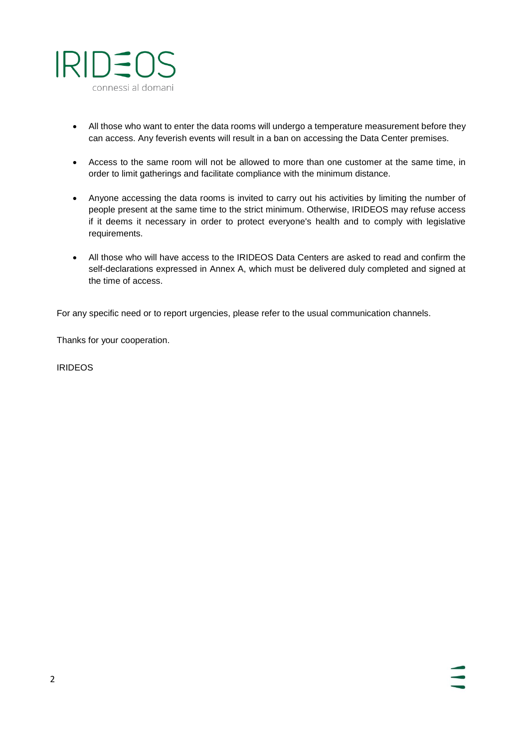- All those who want to enter the data rooms will undergo a temperature measurement before they can access. Any feverish events will result in a ban on accessing the Data Center premises.

- Access to the same room will not be allowed to more than one customer at the same time, in order to limit gatherings and facilitate compliance with the minimum distance.

- Anyone accessing the data rooms is invited to carry out his activities by limiting the number of people present at the same time to the strict minimum. Otherwise, IRIDEOS may refuse access if it deems it necessary in order to protect everyone's health and to comply with legislative requirements.

- All those who will have access to the IRIDEOS Data Centers are asked to read and confirm the self-declarations expressed in Annex A, which must be delivered duly completed and signed at the time of access.

For any specific need or to report urgencies, please refer to the usual communication channels.

Thanks for your cooperation.

IRIDEOS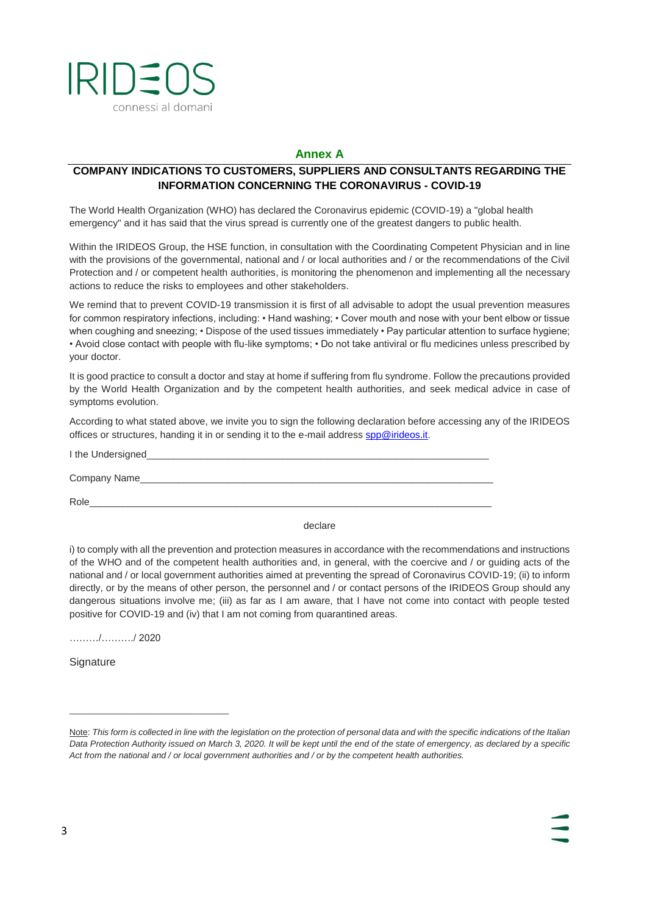IRIDEOS
connessi al domani

## Annex A

### COMPANY INDICATIONS TO CUSTOMERS, SUPPLIERS AND CONSULTANTS REGARDING THE INFORMATION CONCERNING THE CORONAVIRUS - COVID-19

The World Health Organization (WHO) has declared the Coronavirus epidemic (COVID-19) a "global health emergency" and it has said that the virus spread is currently one of the greatest dangers to public health.

Within the IRIDEOS Group, the HSE function, in consultation with the Coordinating Competent Physician and in line with the provisions of the governmental, national and / or local authorities and / or the recommendations of the Civil Protection and / or competent health authorities, is monitoring the phenomenon and implementing all the necessary actions to reduce the risks to employees and other stakeholders.

We remind that to prevent COVID-19 transmission it is first of all advisable to adopt the usual prevention measures for common respiratory infections, including: • Hand washing; • Cover mouth and nose with your bent elbow or tissue when coughing and sneezing; • Dispose of the used tissues immediately • Pay particular attention to surface hygiene; • Avoid close contact with people with flu-like symptoms; • Do not take antiviral or flu medicines unless prescribed by your doctor.

It is good practice to consult a doctor and stay at home if suffering from flu syndrome. Follow the precautions provided by the World Health Organization and by the competent health authorities, and seek medical advice in case of symptoms evolution.

According to what stated above, we invite you to sign the following declaration before accessing any of the IRIDEOS offices or structures, handing it in or sending it to the e-mail address spp@irideos.it.

I the Undersigned_______________________________________________________________

Company Name_________________________________________________________________

Role_________________________________________________________________________

declare

i) to comply with all the prevention and protection measures in accordance with the recommendations and instructions of the WHO and of the competent health authorities and, in general, with the coercive and / or guiding acts of the national and / or local government authorities aimed at preventing the spread of Coronavirus COVID-19; (ii) to inform directly, or by the means of other person, the personnel and / or contact persons of the IRIDEOS Group should any dangerous situations involve me; (iii) as far as I am aware, that I have not come into contact with people tested positive for COVID-19 and (iv) that I am not coming from quarantined areas.

………/………./ 2020

Signature

____________________________

Note: *This form is collected in line with the legislation on the protection of personal data and with the specific indications of the Italian Data Protection Authority issued on March 3, 2020. It will be kept until the end of the state of emergency, as declared by a specific Act from the national and / or local government authorities and / or by the competent health authorities.*